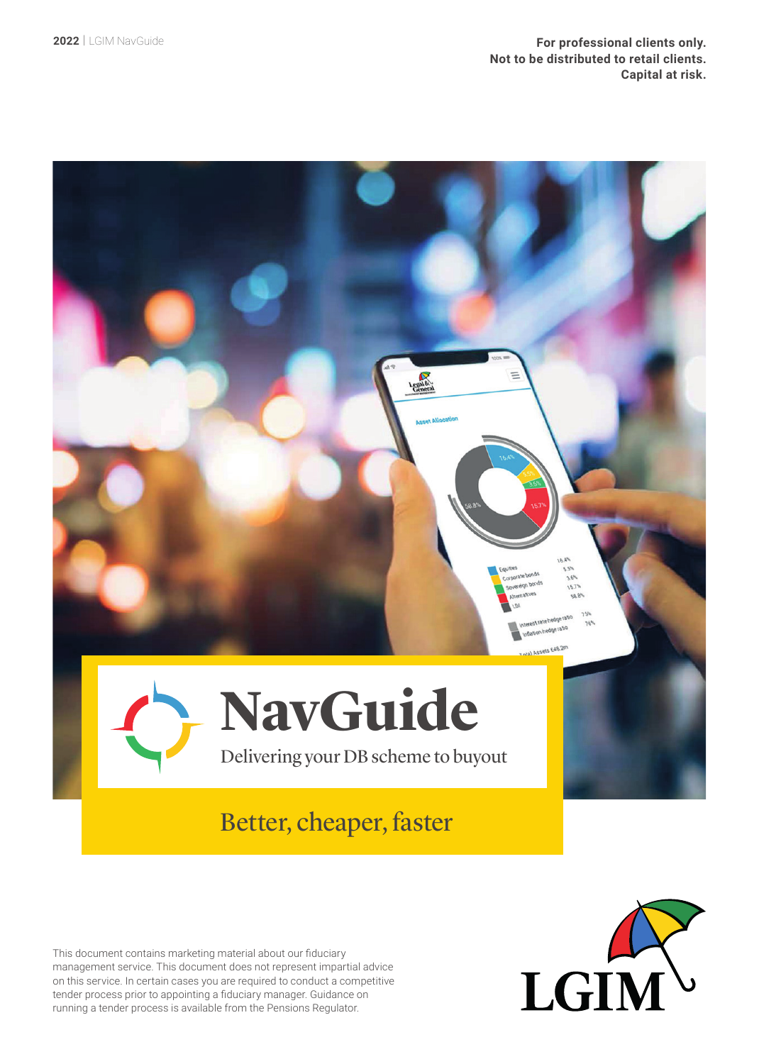For professional clients only.
Not to be distributed to retail clients.
Capital at risk.

# NavGuide

Delivering your DB scheme to buyout

## Better, cheaper, faster

This document contains marketing material about our fiduciary management service. This document does not represent impartial advice on this service. In certain cases you are required to conduct a competitive tender process prior to appointing a fiduciary manager. Guidance on running a tender process is available from the Pensions Regulator.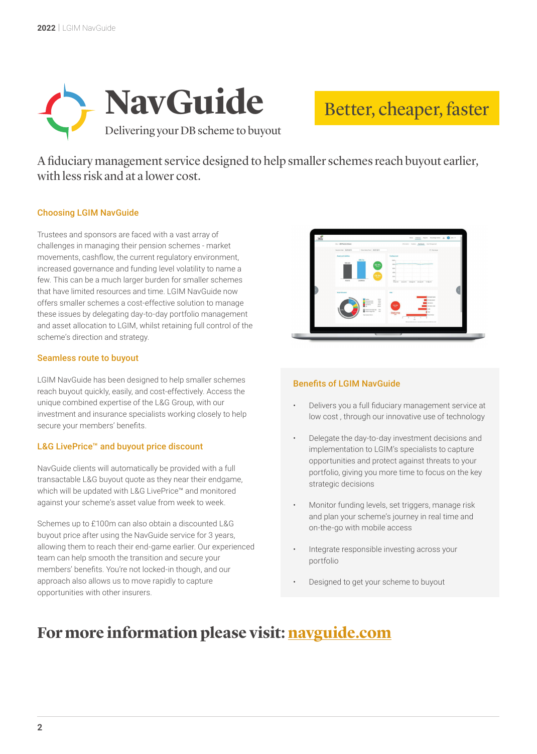# NavGuide

Delivering your DB scheme to buyout

**Better, cheaper, faster**

A fiduciary management service designed to help smaller schemes reach buyout earlier, with less risk and at a lower cost.

### Choosing LGIM NavGuide

Trustees and sponsors are faced with a vast array of challenges in managing their pension schemes - market movements, cashflow, the current regulatory environment, increased governance and funding level volatility to name a few. This can be a much larger burden for smaller schemes that have limited resources and time. LGIM NavGuide now offers smaller schemes a cost-effective solution to manage these issues by delegating day-to-day portfolio management and asset allocation to LGIM, whilst retaining full control of the scheme's direction and strategy.

### Seamless route to buyout

LGIM NavGuide has been designed to help smaller schemes reach buyout quickly, easily, and cost-effectively. Access the unique combined expertise of the L&G Group, with our investment and insurance specialists working closely to help secure your members' benefits.

### L&G LivePrice™ and buyout price discount

NavGuide clients will automatically be provided with a full transactable L&G buyout quote as they near their endgame, which will be updated with L&G LivePrice™ and monitored against your scheme's asset value from week to week.

Schemes up to £100m can also obtain a discounted L&G buyout price after using the NavGuide service for 3 years, allowing them to reach their end-game earlier. Our experienced team can help smooth the transition and secure your members' benefits. You're not locked-in though, and our approach also allows us to move rapidly to capture opportunities with other insurers.

### Benefits of LGIM NavGuide

- Delivers you a full fiduciary management service at low cost , through our innovative use of technology
- Delegate the day-to-day investment decisions and implementation to LGIM's specialists to capture opportunities and protect against threats to your portfolio, giving you more time to focus on the key strategic decisions
- Monitor funding levels, set triggers, manage risk and plan your scheme's journey in real time and on-the-go with mobile access
- Integrate responsible investing across your portfolio
- Designed to get your scheme to buyout

## For more information please visit: navguide.com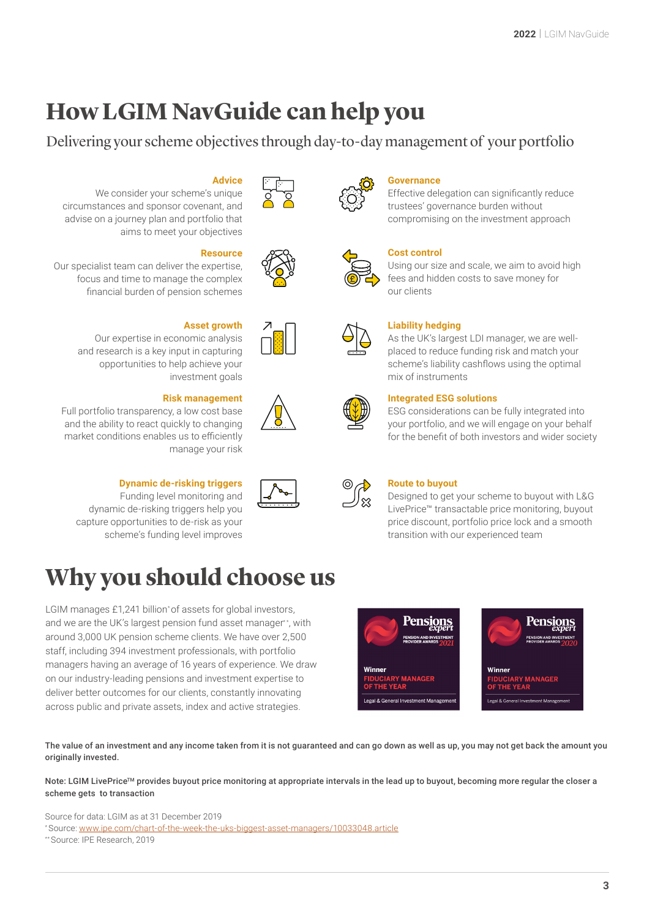# How LGIM NavGuide can help you

Delivering your scheme objectives through day-to-day management of your portfolio

**Advice**
We consider your scheme's unique circumstances and sponsor covenant, and advise on a journey plan and portfolio that aims to meet your objectives

**Resource**
Our specialist team can deliver the expertise, focus and time to manage the complex financial burden of pension schemes

**Asset growth**
Our expertise in economic analysis and research is a key input in capturing opportunities to help achieve your investment goals

**Risk management**
Full portfolio transparency, a low cost base and the ability to react quickly to changing market conditions enables us to efficiently manage your risk

**Dynamic de-risking triggers**
Funding level monitoring and dynamic de-risking triggers help you capture opportunities to de-risk as your scheme's funding level improves

**Governance**
Effective delegation can significantly reduce trustees' governance burden without compromising on the investment approach

**Cost control**
Using our size and scale, we aim to avoid high fees and hidden costs to save money for our clients

**Liability hedging**
As the UK's largest LDI manager, we are well-placed to reduce funding risk and match your scheme's liability cashflows using the optimal mix of instruments

**Integrated ESG solutions**
ESG considerations can be fully integrated into your portfolio, and we will engage on your behalf for the benefit of both investors and wider society

**Route to buyout**
Designed to get your scheme to buyout with L&G LivePrice™ transactable price monitoring, buyout price discount, portfolio price lock and a smooth transition with our experienced team

# Why you should choose us

LGIM manages £1,241 billion* of assets for global investors, and we are the UK's largest pension fund asset manager**, with around 3,000 UK pension scheme clients. We have over 2,500 staff, including 394 investment professionals, with portfolio managers having an average of 16 years of experience. We draw on our industry-leading pensions and investment expertise to deliver better outcomes for our clients, constantly innovating across public and private assets, index and active strategies.

Pensions expert – Pension and Investment Provider Awards 2021 – Winner – Fiduciary Manager of the Year – Legal & General Investment Management

Pensions expert – Pension and Investment Provider Awards 2020 – Winner – Fiduciary Manager of the Year – Legal & General Investment Management

**The value of an investment and any income taken from it is not guaranteed and can go down as well as up, you may not get back the amount you originally invested.**

**Note: LGIM LivePrice™ provides buyout price monitoring at appropriate intervals in the lead up to buyout, becoming more regular the closer a scheme gets to transaction**

Source for data: LGIM as at 31 December 2019
* Source: www.ipe.com/chart-of-the-week-the-uks-biggest-asset-managers/10033048.article
** Source: IPE Research, 2019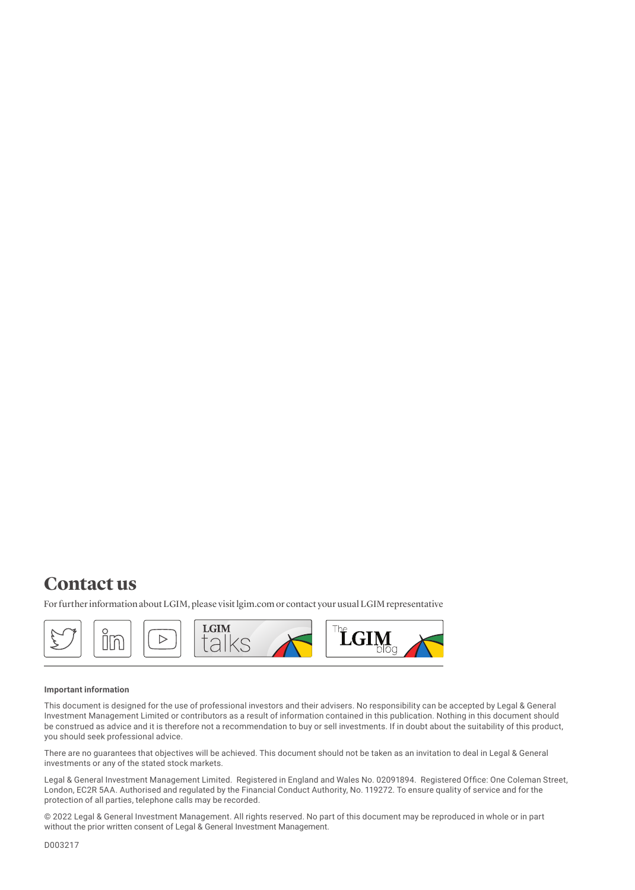## Contact us

For further information about LGIM, please visit lgim.com or contact your usual LGIM representative

**Important information**

This document is designed for the use of professional investors and their advisers. No responsibility can be accepted by Legal & General Investment Management Limited or contributors as a result of information contained in this publication. Nothing in this document should be construed as advice and it is therefore not a recommendation to buy or sell investments. If in doubt about the suitability of this product, you should seek professional advice.

There are no guarantees that objectives will be achieved. This document should not be taken as an invitation to deal in Legal & General investments or any of the stated stock markets.

Legal & General Investment Management Limited. Registered in England and Wales No. 02091894. Registered Office: One Coleman Street, London, EC2R 5AA. Authorised and regulated by the Financial Conduct Authority, No. 119272. To ensure quality of service and for the protection of all parties, telephone calls may be recorded.

© 2022 Legal & General Investment Management. All rights reserved. No part of this document may be reproduced in whole or in part without the prior written consent of Legal & General Investment Management.

D003217